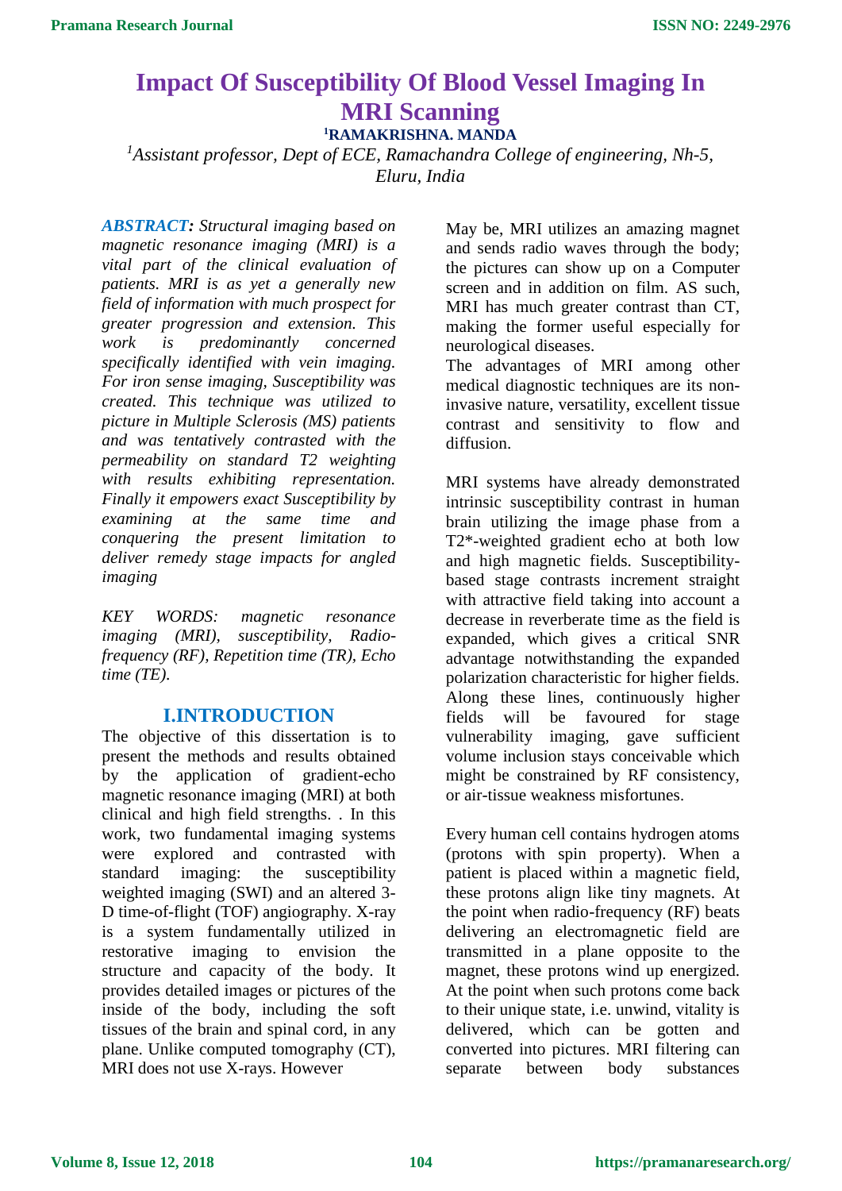# Impact Of Susceptibility Of Blood Vessel Imaging In MRI Scanning

**[1]RAMAKRISHNA. MANDA**

*[1]Assistant professor, Dept of ECE, Ramachandra College of engineering, Nh-5, Eluru, India*

***ABSTRACT:*** *Structural imaging based on magnetic resonance imaging (MRI) is a vital part of the clinical evaluation of patients. MRI is as yet a generally new field of information with much prospect for greater progression and extension. This work is predominantly concerned specifically identified with vein imaging. For iron sense imaging, Susceptibility was created. This technique was utilized to picture in Multiple Sclerosis (MS) patients and was tentatively contrasted with the permeability on standard T2 weighting with results exhibiting representation. Finally it empowers exact Susceptibility by examining at the same time and conquering the present limitation to deliver remedy stage impacts for angled imaging*

*KEY WORDS: magnetic resonance imaging (MRI), susceptibility, Radio-frequency (RF), Repetition time (TR), Echo time (TE).*

## I.INTRODUCTION

The objective of this dissertation is to present the methods and results obtained by the application of gradient-echo magnetic resonance imaging (MRI) at both clinical and high field strengths. . In this work, two fundamental imaging systems were explored and contrasted with standard imaging: the susceptibility weighted imaging (SWI) and an altered 3-D time-of-flight (TOF) angiography. X-ray is a system fundamentally utilized in restorative imaging to envision the structure and capacity of the body. It provides detailed images or pictures of the inside of the body, including the soft tissues of the brain and spinal cord, in any plane. Unlike computed tomography (CT), MRI does not use X-rays. However May be, MRI utilizes an amazing magnet and sends radio waves through the body; the pictures can show up on a Computer screen and in addition on film. AS such, MRI has much greater contrast than CT, making the former useful especially for neurological diseases.

The advantages of MRI among other medical diagnostic techniques are its non-invasive nature, versatility, excellent tissue contrast and sensitivity to flow and diffusion.

MRI systems have already demonstrated intrinsic susceptibility contrast in human brain utilizing the image phase from a T2*-weighted gradient echo at both low and high magnetic fields. Susceptibility-based stage contrasts increment straight with attractive field taking into account a decrease in reverberate time as the field is expanded, which gives a critical SNR advantage notwithstanding the expanded polarization characteristic for higher fields. Along these lines, continuously higher fields will be favoured for stage vulnerability imaging, gave sufficient volume inclusion stays conceivable which might be constrained by RF consistency, or air-tissue weakness misfortunes.

Every human cell contains hydrogen atoms (protons with spin property). When a patient is placed within a magnetic field, these protons align like tiny magnets. At the point when radio-frequency (RF) beats delivering an electromagnetic field are transmitted in a plane opposite to the magnet, these protons wind up energized. At the point when such protons come back to their unique state, i.e. unwind, vitality is delivered, which can be gotten and converted into pictures. MRI filtering can separate between body substances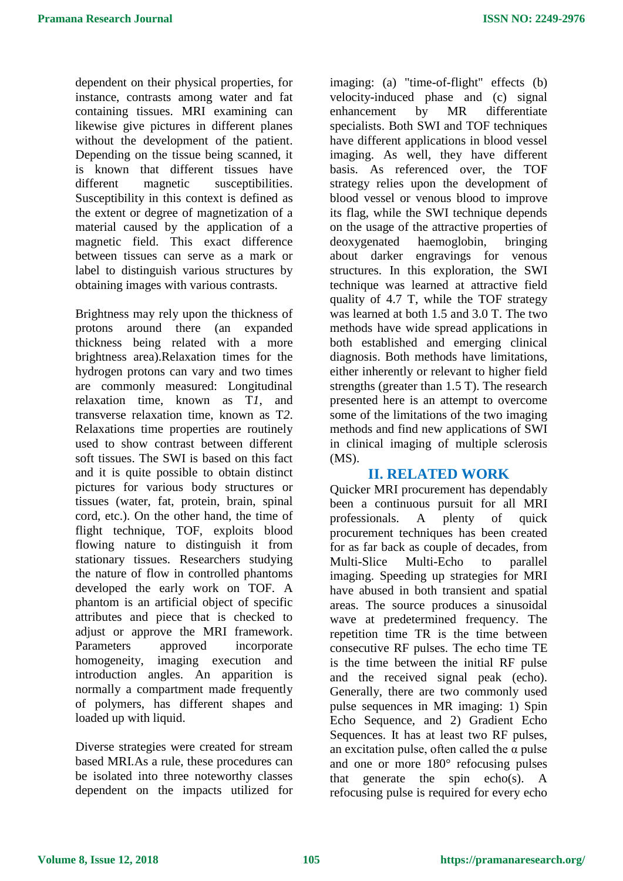dependent on their physical properties, for instance, contrasts among water and fat containing tissues. MRI examining can likewise give pictures in different planes without the development of the patient. Depending on the tissue being scanned, it is known that different tissues have different magnetic susceptibilities. Susceptibility in this context is defined as the extent or degree of magnetization of a material caused by the application of a magnetic field. This exact difference between tissues can serve as a mark or label to distinguish various structures by obtaining images with various contrasts.

Brightness may rely upon the thickness of protons around there (an expanded thickness being related with a more brightness area).Relaxation times for the hydrogen protons can vary and two times are commonly measured: Longitudinal relaxation time, known as T*1*, and transverse relaxation time, known as T*2*. Relaxations time properties are routinely used to show contrast between different soft tissues. The SWI is based on this fact and it is quite possible to obtain distinct pictures for various body structures or tissues (water, fat, protein, brain, spinal cord, etc.). On the other hand, the time of flight technique, TOF, exploits blood flowing nature to distinguish it from stationary tissues. Researchers studying the nature of flow in controlled phantoms developed the early work on TOF. A phantom is an artificial object of specific attributes and piece that is checked to adjust or approve the MRI framework. Parameters approved incorporate homogeneity, imaging execution and introduction angles. An apparition is normally a compartment made frequently of polymers, has different shapes and loaded up with liquid.

Diverse strategies were created for stream based MRI.As a rule, these procedures can be isolated into three noteworthy classes dependent on the impacts utilized for imaging: (a) "time-of-flight" effects (b) velocity-induced phase and (c) signal enhancement by MR differentiate specialists. Both SWI and TOF techniques have different applications in blood vessel imaging. As well, they have different basis. As referenced over, the TOF strategy relies upon the development of blood vessel or venous blood to improve its flag, while the SWI technique depends on the usage of the attractive properties of deoxygenated haemoglobin, bringing about darker engravings for venous structures. In this exploration, the SWI technique was learned at attractive field quality of 4.7 T, while the TOF strategy was learned at both 1.5 and 3.0 T. The two methods have wide spread applications in both established and emerging clinical diagnosis. Both methods have limitations, either inherently or relevant to higher field strengths (greater than 1.5 T). The research presented here is an attempt to overcome some of the limitations of the two imaging methods and find new applications of SWI in clinical imaging of multiple sclerosis (MS).

## II. RELATED WORK

Quicker MRI procurement has dependably been a continuous pursuit for all MRI professionals. A plenty of quick procurement techniques has been created for as far back as couple of decades, from Multi-Slice Multi-Echo to parallel imaging. Speeding up strategies for MRI have abused in both transient and spatial areas. The source produces a sinusoidal wave at predetermined frequency. The repetition time TR is the time between consecutive RF pulses. The echo time TE is the time between the initial RF pulse and the received signal peak (echo). Generally, there are two commonly used pulse sequences in MR imaging: 1) Spin Echo Sequence, and 2) Gradient Echo Sequences. It has at least two RF pulses, an excitation pulse, often called the α pulse and one or more 180° refocusing pulses that generate the spin echo(s). A refocusing pulse is required for every echo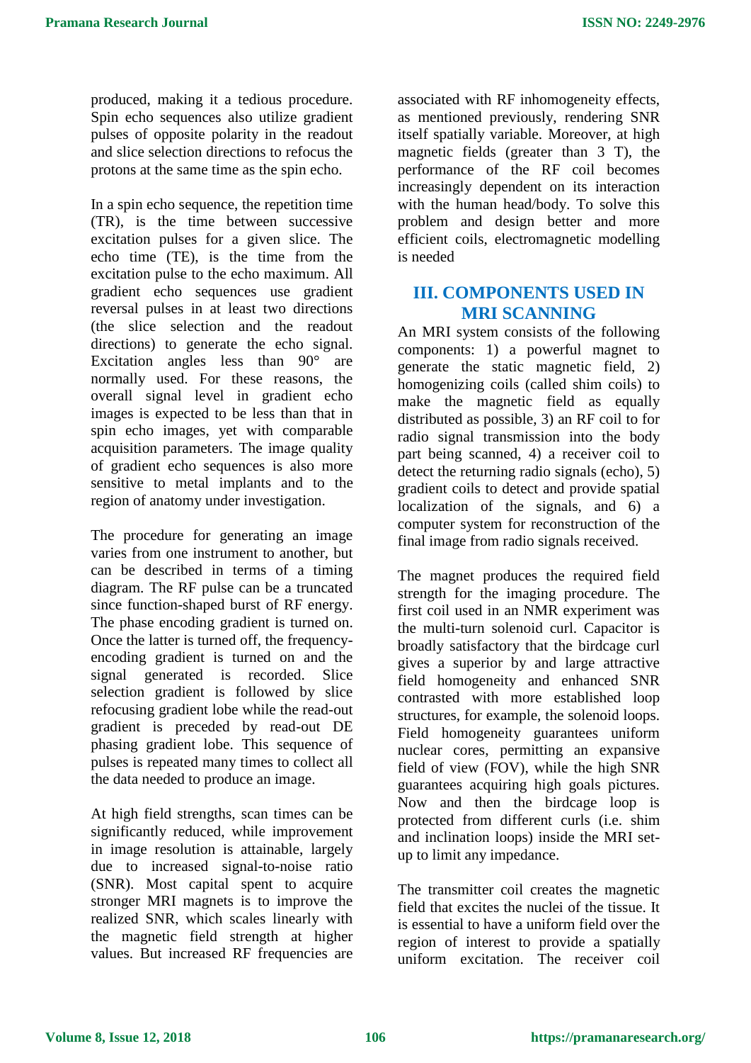produced, making it a tedious procedure. Spin echo sequences also utilize gradient pulses of opposite polarity in the readout and slice selection directions to refocus the protons at the same time as the spin echo.

In a spin echo sequence, the repetition time (TR), is the time between successive excitation pulses for a given slice. The echo time (TE), is the time from the excitation pulse to the echo maximum. All gradient echo sequences use gradient reversal pulses in at least two directions (the slice selection and the readout directions) to generate the echo signal. Excitation angles less than 90° are normally used. For these reasons, the overall signal level in gradient echo images is expected to be less than that in spin echo images, yet with comparable acquisition parameters. The image quality of gradient echo sequences is also more sensitive to metal implants and to the region of anatomy under investigation.

The procedure for generating an image varies from one instrument to another, but can be described in terms of a timing diagram. The RF pulse can be a truncated since function-shaped burst of RF energy. The phase encoding gradient is turned on. Once the latter is turned off, the frequency-encoding gradient is turned on and the signal generated is recorded. Slice selection gradient is followed by slice refocusing gradient lobe while the read-out gradient is preceded by read-out DE phasing gradient lobe. This sequence of pulses is repeated many times to collect all the data needed to produce an image.

At high field strengths, scan times can be significantly reduced, while improvement in image resolution is attainable, largely due to increased signal-to-noise ratio (SNR). Most capital spent to acquire stronger MRI magnets is to improve the realized SNR, which scales linearly with the magnetic field strength at higher values. But increased RF frequencies are associated with RF inhomogeneity effects, as mentioned previously, rendering SNR itself spatially variable. Moreover, at high magnetic fields (greater than 3 T), the performance of the RF coil becomes increasingly dependent on its interaction with the human head/body. To solve this problem and design better and more efficient coils, electromagnetic modelling is needed

## III. COMPONENTS USED IN MRI SCANNING

An MRI system consists of the following components: 1) a powerful magnet to generate the static magnetic field, 2) homogenizing coils (called shim coils) to make the magnetic field as equally distributed as possible, 3) an RF coil to for radio signal transmission into the body part being scanned, 4) a receiver coil to detect the returning radio signals (echo), 5) gradient coils to detect and provide spatial localization of the signals, and 6) a computer system for reconstruction of the final image from radio signals received.

The magnet produces the required field strength for the imaging procedure. The first coil used in an NMR experiment was the multi-turn solenoid curl. Capacitor is broadly satisfactory that the birdcage curl gives a superior by and large attractive field homogeneity and enhanced SNR contrasted with more established loop structures, for example, the solenoid loops. Field homogeneity guarantees uniform nuclear cores, permitting an expansive field of view (FOV), while the high SNR guarantees acquiring high goals pictures. Now and then the birdcage loop is protected from different curls (i.e. shim and inclination loops) inside the MRI set-up to limit any impedance.

The transmitter coil creates the magnetic field that excites the nuclei of the tissue. It is essential to have a uniform field over the region of interest to provide a spatially uniform excitation. The receiver coil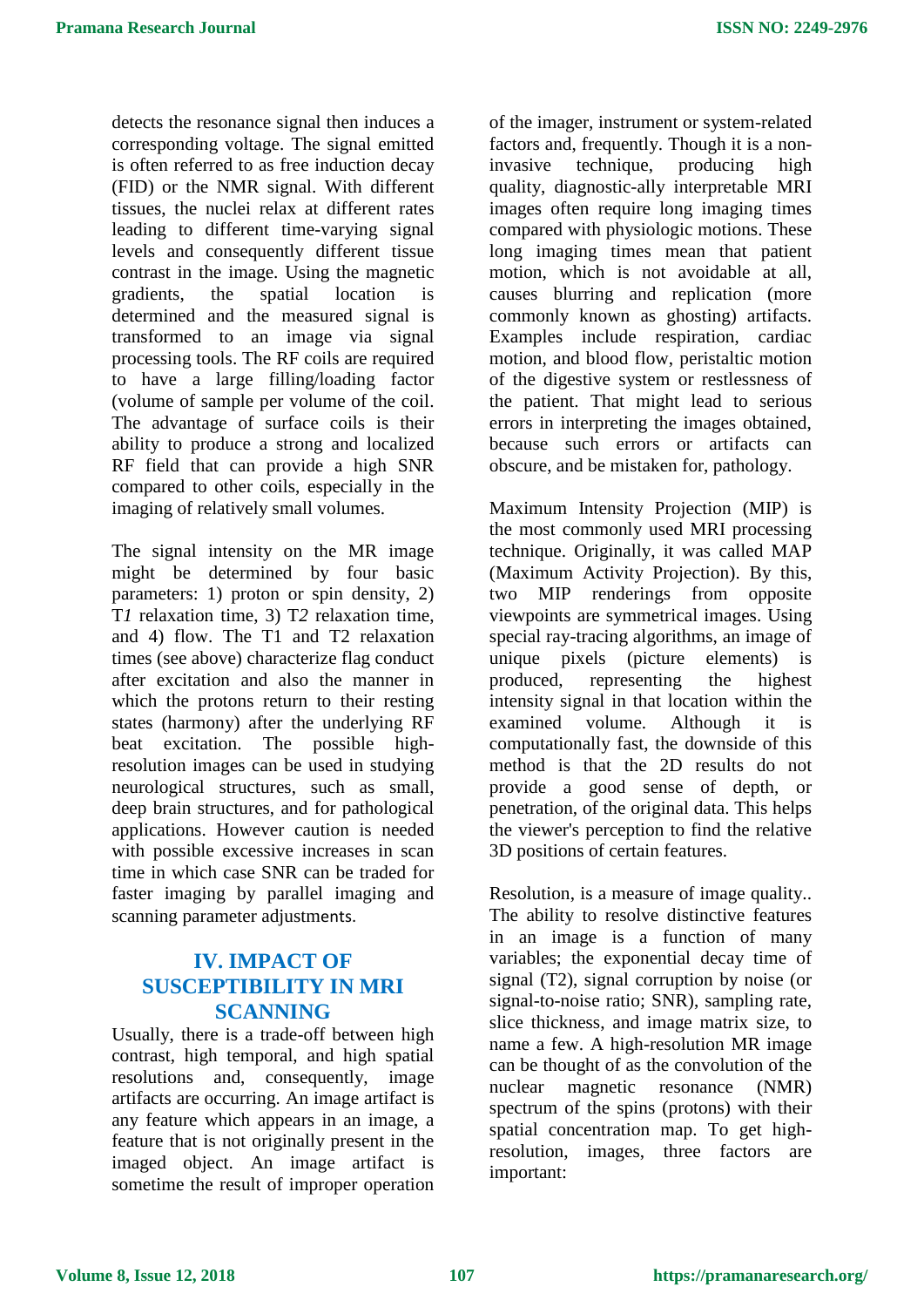detects the resonance signal then induces a corresponding voltage. The signal emitted is often referred to as free induction decay (FID) or the NMR signal. With different tissues, the nuclei relax at different rates leading to different time-varying signal levels and consequently different tissue contrast in the image. Using the magnetic gradients, the spatial location is determined and the measured signal is transformed to an image via signal processing tools. The RF coils are required to have a large filling/loading factor (volume of sample per volume of the coil. The advantage of surface coils is their ability to produce a strong and localized RF field that can provide a high SNR compared to other coils, especially in the imaging of relatively small volumes.

The signal intensity on the MR image might be determined by four basic parameters: 1) proton or spin density, 2) T*1* relaxation time, 3) T*2* relaxation time, and 4) flow. The T1 and T2 relaxation times (see above) characterize flag conduct after excitation and also the manner in which the protons return to their resting states (harmony) after the underlying RF beat excitation. The possible high-resolution images can be used in studying neurological structures, such as small, deep brain structures, and for pathological applications. However caution is needed with possible excessive increases in scan time in which case SNR can be traded for faster imaging by parallel imaging and scanning parameter adjustments.

## IV. IMPACT OF SUSCEPTIBILITY IN MRI SCANNING

Usually, there is a trade-off between high contrast, high temporal, and high spatial resolutions and, consequently, image artifacts are occurring. An image artifact is any feature which appears in an image, a feature that is not originally present in the imaged object. An image artifact is sometime the result of improper operation of the imager, instrument or system-related factors and, frequently. Though it is a non-invasive technique, producing high quality, diagnostic-ally interpretable MRI images often require long imaging times compared with physiologic motions. These long imaging times mean that patient motion, which is not avoidable at all, causes blurring and replication (more commonly known as ghosting) artifacts. Examples include respiration, cardiac motion, and blood flow, peristaltic motion of the digestive system or restlessness of the patient. That might lead to serious errors in interpreting the images obtained, because such errors or artifacts can obscure, and be mistaken for, pathology.

Maximum Intensity Projection (MIP) is the most commonly used MRI processing technique. Originally, it was called MAP (Maximum Activity Projection). By this, two MIP renderings from opposite viewpoints are symmetrical images. Using special ray-tracing algorithms, an image of unique pixels (picture elements) is produced, representing the highest intensity signal in that location within the examined volume. Although it is computationally fast, the downside of this method is that the 2D results do not provide a good sense of depth, or penetration, of the original data. This helps the viewer's perception to find the relative 3D positions of certain features.

Resolution, is a measure of image quality.. The ability to resolve distinctive features in an image is a function of many variables; the exponential decay time of signal (T2), signal corruption by noise (or signal-to-noise ratio; SNR), sampling rate, slice thickness, and image matrix size, to name a few. A high-resolution MR image can be thought of as the convolution of the nuclear magnetic resonance (NMR) spectrum of the spins (protons) with their spatial concentration map. To get high-resolution, images, three factors are important: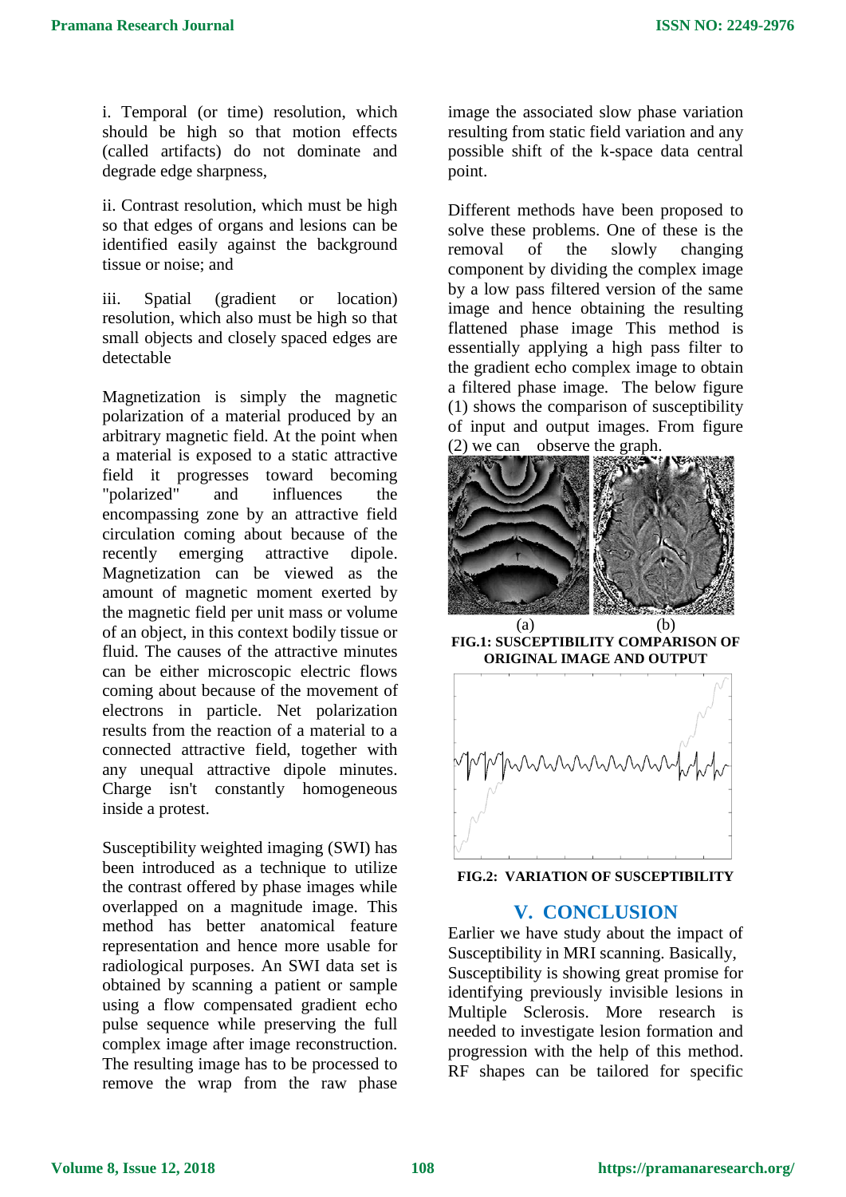i. Temporal (or time) resolution, which should be high so that motion effects (called artifacts) do not dominate and degrade edge sharpness,

ii. Contrast resolution, which must be high so that edges of organs and lesions can be identified easily against the background tissue or noise; and

iii. Spatial (gradient or location) resolution, which also must be high so that small objects and closely spaced edges are detectable

Magnetization is simply the magnetic polarization of a material produced by an arbitrary magnetic field. At the point when a material is exposed to a static attractive field it progresses toward becoming "polarized" and influences the encompassing zone by an attractive field circulation coming about because of the recently emerging attractive dipole. Magnetization can be viewed as the amount of magnetic moment exerted by the magnetic field per unit mass or volume of an object, in this context bodily tissue or fluid. The causes of the attractive minutes can be either microscopic electric flows coming about because of the movement of electrons in particle. Net polarization results from the reaction of a material to a connected attractive field, together with any unequal attractive dipole minutes. Charge isn't constantly homogeneous inside a protest.

Susceptibility weighted imaging (SWI) has been introduced as a technique to utilize the contrast offered by phase images while overlapped on a magnitude image. This method has better anatomical feature representation and hence more usable for radiological purposes. An SWI data set is obtained by scanning a patient or sample using a flow compensated gradient echo pulse sequence while preserving the full complex image after image reconstruction. The resulting image has to be processed to remove the wrap from the raw phase image the associated slow phase variation resulting from static field variation and any possible shift of the k-space data central point.

Different methods have been proposed to solve these problems. One of these is the removal of the slowly changing component by dividing the complex image by a low pass filtered version of the same image and hence obtaining the resulting flattened phase image This method is essentially applying a high pass filter to the gradient echo complex image to obtain a filtered phase image. The below figure (1) shows the comparison of susceptibility of input and output images. From figure (2) we can observe the graph.

(a) (b)

**FIG.1: SUSCEPTIBILITY COMPARISON OF ORIGINAL IMAGE AND OUTPUT**

**FIG.2: VARIATION OF SUSCEPTIBILITY**

## V. CONCLUSION

Earlier we have study about the impact of Susceptibility in MRI scanning. Basically, Susceptibility is showing great promise for identifying previously invisible lesions in Multiple Sclerosis. More research is needed to investigate lesion formation and progression with the help of this method. RF shapes can be tailored for specific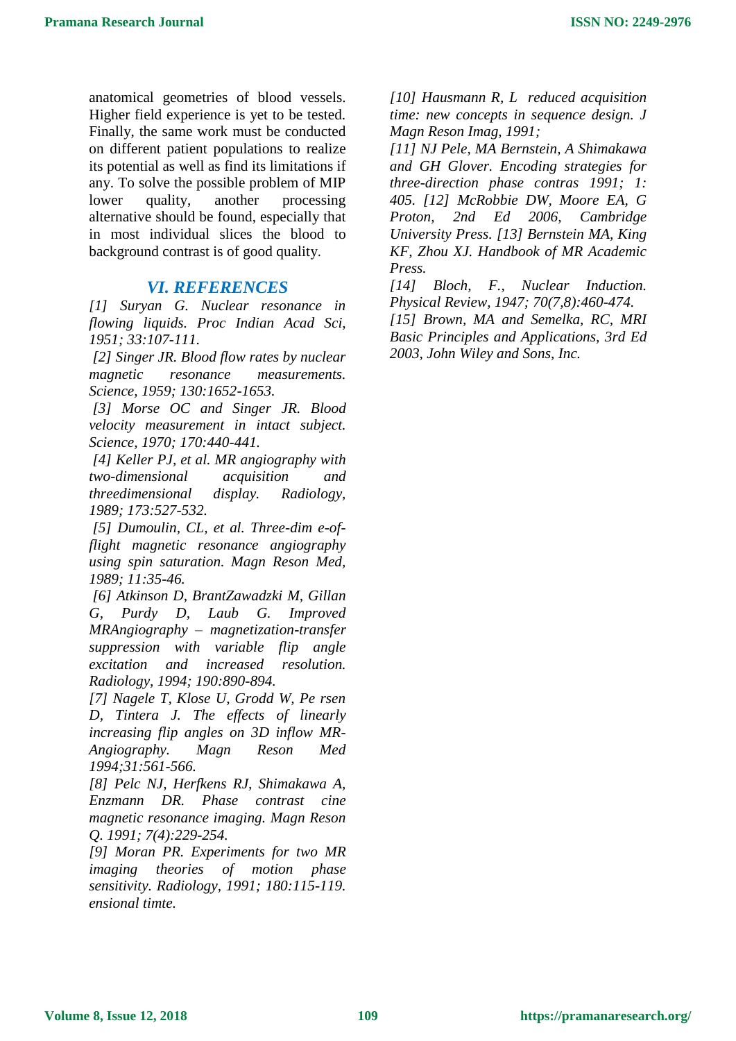anatomical geometries of blood vessels. Higher field experience is yet to be tested. Finally, the same work must be conducted on different patient populations to realize its potential as well as find its limitations if any. To solve the possible problem of MIP lower quality, another processing alternative should be found, especially that in most individual slices the blood to background contrast is of good quality.

## VI. REFERENCES

*[1] Suryan G. Nuclear resonance in flowing liquids. Proc Indian Acad Sci, 1951; 33:107-111.*

*[2] Singer JR. Blood flow rates by nuclear magnetic resonance measurements. Science, 1959; 130:1652-1653.*

*[3] Morse OC and Singer JR. Blood velocity measurement in intact subject. Science, 1970; 170:440-441.*

*[4] Keller PJ, et al. MR angiography with two-dimensional acquisition and threedimensional display. Radiology, 1989; 173:527-532.*

*[5] Dumoulin, CL, et al. Three-dim e-of-flight magnetic resonance angiography using spin saturation. Magn Reson Med, 1989; 11:35-46.*

*[6] Atkinson D, BrantZawadzki M, Gillan G, Purdy D, Laub G. Improved MRAngiography – magnetization-transfer suppression with variable flip angle excitation and increased resolution. Radiology, 1994; 190:890-894.*

*[7] Nagele T, Klose U, Grodd W, Pe rsen D, Tintera J. The effects of linearly increasing flip angles on 3D inflow MR-Angiography. Magn Reson Med 1994;31:561-566.*

*[8] Pelc NJ, Herfkens RJ, Shimakawa A, Enzmann DR. Phase contrast cine magnetic resonance imaging. Magn Reson Q. 1991; 7(4):229-254.*

*[9] Moran PR. Experiments for two MR imaging theories of motion phase sensitivity. Radiology, 1991; 180:115-119. ensional timte.*

*[10] Hausmann R, L reduced acquisition time: new concepts in sequence design. J Magn Reson Imag, 1991;*

*[11] NJ Pele, MA Bernstein, A Shimakawa and GH Glover. Encoding strategies for three-direction phase contras 1991; 1: 405. [12] McRobbie DW, Moore EA, G Proton, 2nd Ed 2006, Cambridge University Press. [13] Bernstein MA, King KF, Zhou XJ. Handbook of MR Academic Press.*

*[14] Bloch, F., Nuclear Induction. Physical Review, 1947; 70(7,8):460-474.*

*[15] Brown, MA and Semelka, RC, MRI Basic Principles and Applications, 3rd Ed 2003, John Wiley and Sons, Inc.*